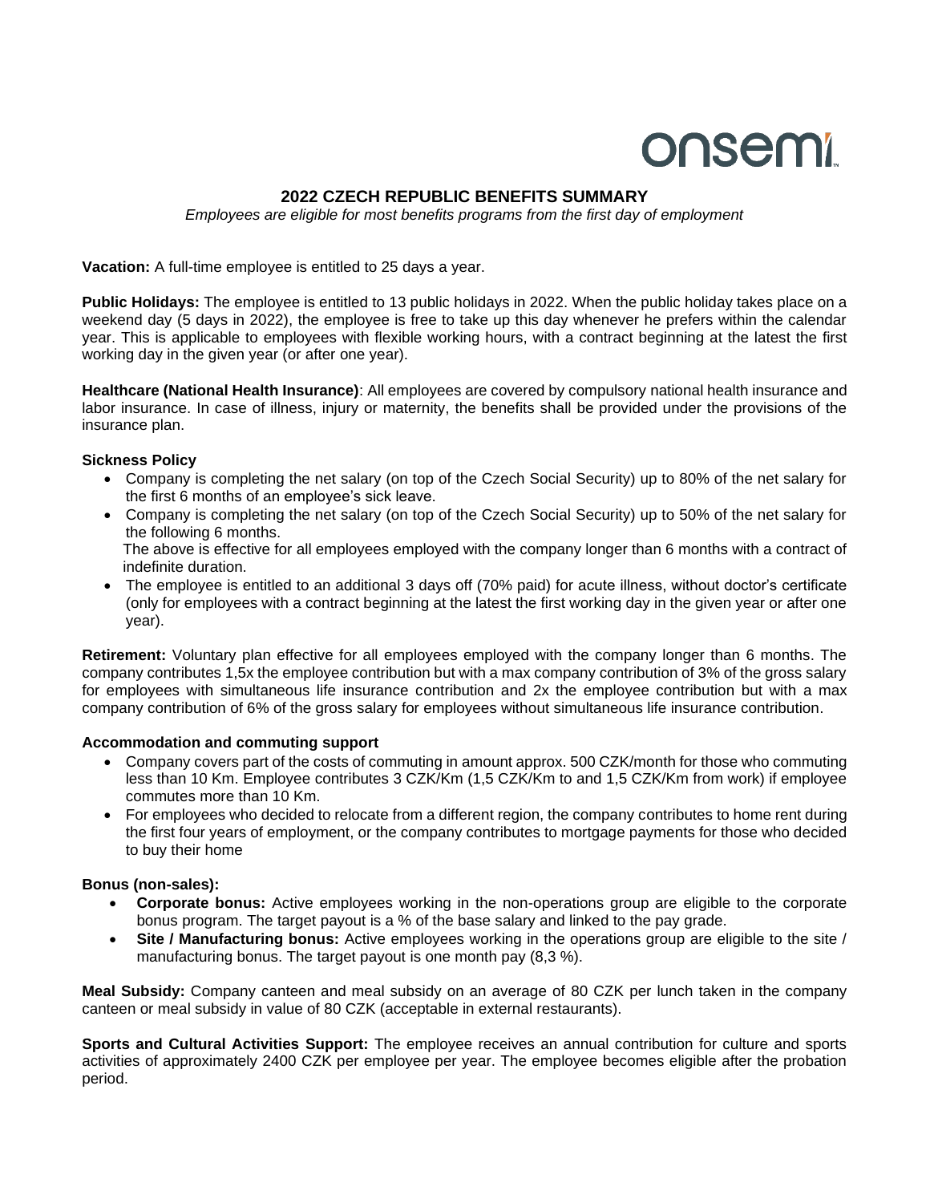# 2022 CZECH REPUBLIC BENEFITS SUMMARY

*Employees are eligible for most benefits programs from the first day of employment*

**Vacation:** A full-time employee is entitled to 25 days a year.

**Public Holidays:** The employee is entitled to 13 public holidays in 2022. When the public holiday takes place on a weekend day (5 days in 2022), the employee is free to take up this day whenever he prefers within the calendar year. This is applicable to employees with flexible working hours, with a contract beginning at the latest the first working day in the given year (or after one year).

**Healthcare (National Health Insurance)**: All employees are covered by compulsory national health insurance and labor insurance. In case of illness, injury or maternity, the benefits shall be provided under the provisions of the insurance plan.

**Sickness Policy**

- Company is completing the net salary (on top of the Czech Social Security) up to 80% of the net salary for the first 6 months of an employee's sick leave.
- Company is completing the net salary (on top of the Czech Social Security) up to 50% of the net salary for the following 6 months.
  The above is effective for all employees employed with the company longer than 6 months with a contract of indefinite duration.
- The employee is entitled to an additional 3 days off (70% paid) for acute illness, without doctor's certificate (only for employees with a contract beginning at the latest the first working day in the given year or after one year).

**Retirement:** Voluntary plan effective for all employees employed with the company longer than 6 months. The company contributes 1,5x the employee contribution but with a max company contribution of 3% of the gross salary for employees with simultaneous life insurance contribution and 2x the employee contribution but with a max company contribution of 6% of the gross salary for employees without simultaneous life insurance contribution.

**Accommodation and commuting support**

- Company covers part of the costs of commuting in amount approx. 500 CZK/month for those who commuting less than 10 Km. Employee contributes 3 CZK/Km (1,5 CZK/Km to and 1,5 CZK/Km from work) if employee commutes more than 10 Km.
- For employees who decided to relocate from a different region, the company contributes to home rent during the first four years of employment, or the company contributes to mortgage payments for those who decided to buy their home

**Bonus (non-sales):**

- **Corporate bonus:** Active employees working in the non-operations group are eligible to the corporate bonus program. The target payout is a % of the base salary and linked to the pay grade.
- **Site / Manufacturing bonus:** Active employees working in the operations group are eligible to the site / manufacturing bonus. The target payout is one month pay (8,3 %).

**Meal Subsidy:** Company canteen and meal subsidy on an average of 80 CZK per lunch taken in the company canteen or meal subsidy in value of 80 CZK (acceptable in external restaurants).

**Sports and Cultural Activities Support:** The employee receives an annual contribution for culture and sports activities of approximately 2400 CZK per employee per year. The employee becomes eligible after the probation period.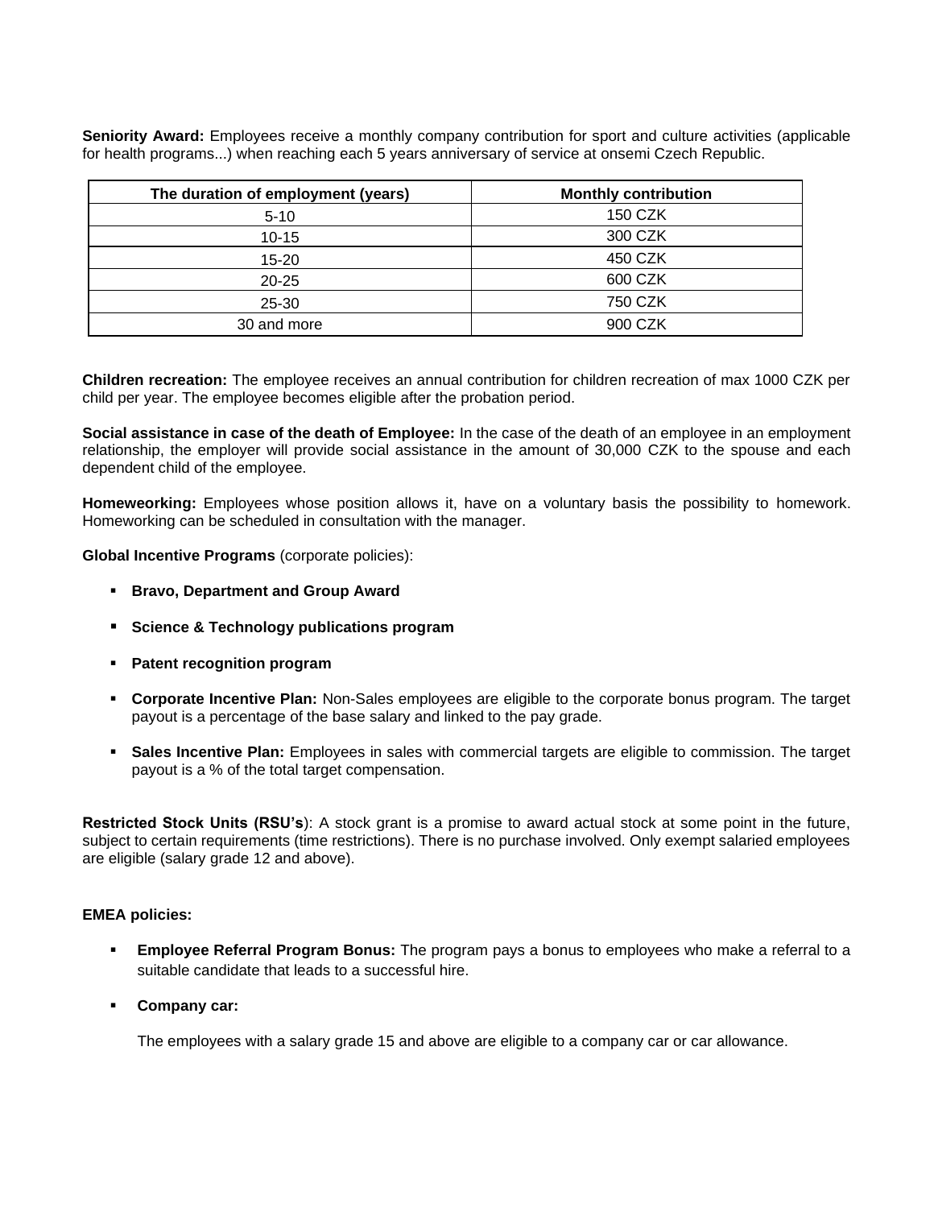**Seniority Award:** Employees receive a monthly company contribution for sport and culture activities (applicable for health programs...) when reaching each 5 years anniversary of service at onsemi Czech Republic.

| The duration of employment (years) | Monthly contribution |
|---|---|
| 5-10 | 150 CZK |
| 10-15 | 300 CZK |
| 15-20 | 450 CZK |
| 20-25 | 600 CZK |
| 25-30 | 750 CZK |
| 30 and more | 900 CZK |

**Children recreation:** The employee receives an annual contribution for children recreation of max 1000 CZK per child per year. The employee becomes eligible after the probation period.

**Social assistance in case of the death of Employee:** In the case of the death of an employee in an employment relationship, the employer will provide social assistance in the amount of 30,000 CZK to the spouse and each dependent child of the employee.

**Homeworking:** Employees whose position allows it, have on a voluntary basis the possibility to homework. Homeworking can be scheduled in consultation with the manager.

**Global Incentive Programs** (corporate policies):

- **Bravo, Department and Group Award**
- **Science & Technology publications program**
- **Patent recognition program**
- **Corporate Incentive Plan:** Non-Sales employees are eligible to the corporate bonus program. The target payout is a percentage of the base salary and linked to the pay grade.
- **Sales Incentive Plan:** Employees in sales with commercial targets are eligible to commission. The target payout is a % of the total target compensation.

**Restricted Stock Units (RSU's**): A stock grant is a promise to award actual stock at some point in the future, subject to certain requirements (time restrictions). There is no purchase involved. Only exempt salaried employees are eligible (salary grade 12 and above).

**EMEA policies:**

- **Employee Referral Program Bonus:** The program pays a bonus to employees who make a referral to a suitable candidate that leads to a successful hire.
- **Company car:**

  The employees with a salary grade 15 and above are eligible to a company car or car allowance.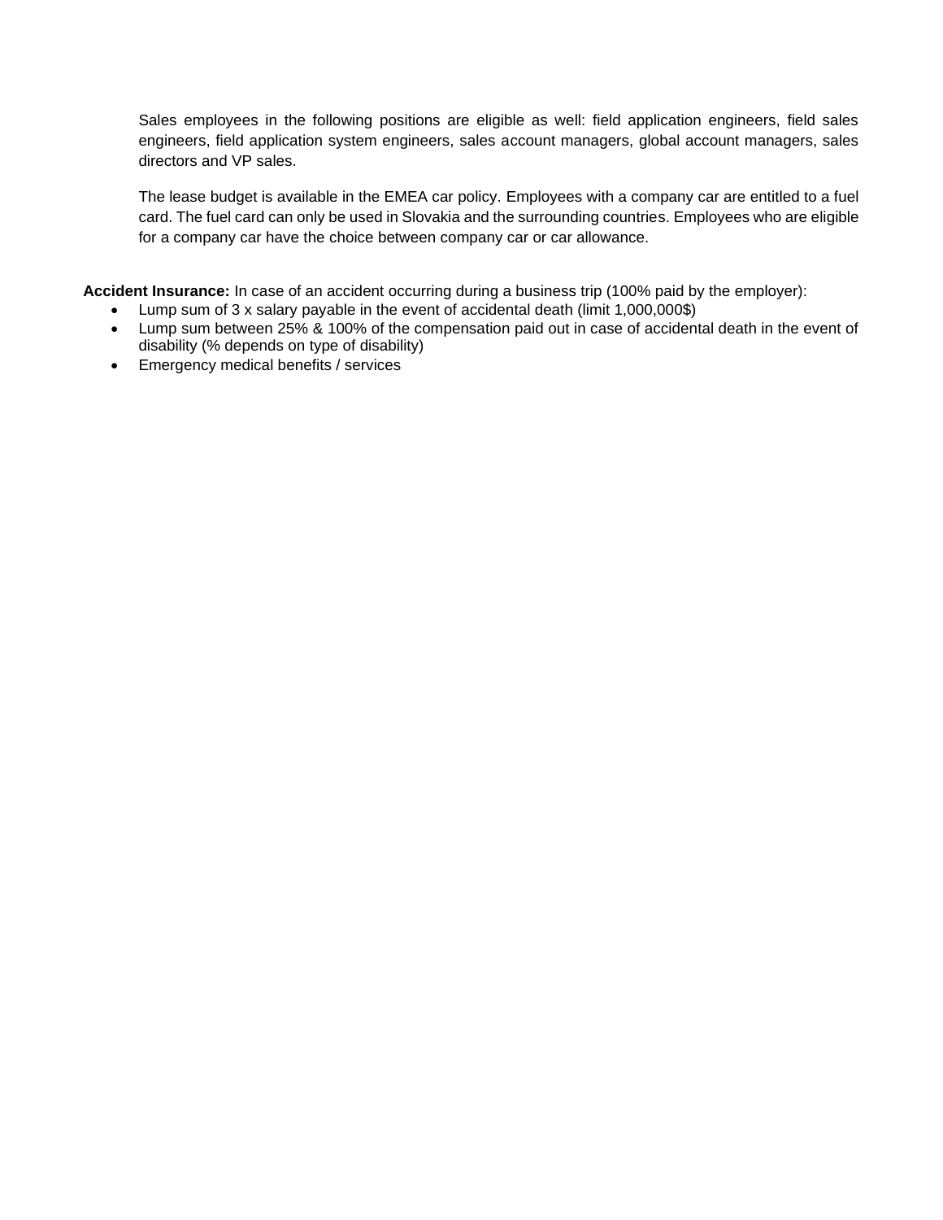Sales employees in the following positions are eligible as well: field application engineers, field sales engineers, field application system engineers, sales account managers, global account managers, sales directors and VP sales.

The lease budget is available in the EMEA car policy. Employees with a company car are entitled to a fuel card. The fuel card can only be used in Slovakia and the surrounding countries. Employees who are eligible for a company car have the choice between company car or car allowance.

**Accident Insurance:** In case of an accident occurring during a business trip (100% paid by the employer):

- Lump sum of 3 x salary payable in the event of accidental death (limit 1,000,000$)
- Lump sum between 25% & 100% of the compensation paid out in case of accidental death in the event of disability (% depends on type of disability)
- Emergency medical benefits / services